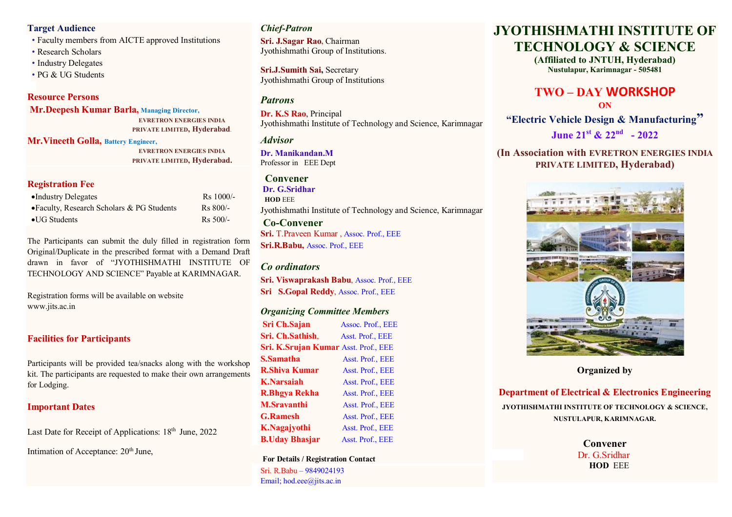## Target Audience

- Faculty members from AICTE approved Institutions
- Research Scholars
- Industry Delegates
- PG & UG Students

## Resource Persons

**Mr.Deepesh Kumar Barla,** Managing Director, EVRETRON ENERGIES INDIA PRIVATE LIMITED, Hyderabad.

**Mr.Vineeth Golla,** Battery Engineer, EVRETRON ENERGIES INDIA PRIVATE LIMITED, Hyderabad.

## Registration Fee

| | |
|---|---|
| • Industry Delegates | Rs 1000/- |
| • Faculty, Research Scholars & PG Students | Rs 800/- |
| • UG Students | Rs 500/- |

The Participants can submit the duly filled in registration form Original/Duplicate in the prescribed format with a Demand Draft drawn in favor of "JYOTHISHMATHI INSTITUTE OF TECHNOLOGY AND SCIENCE" Payable at KARIMNAGAR.

Registration forms will be available on website www.jits.ac.in

## Facilities for Participants

Participants will be provided tea/snacks along with the workshop kit. The participants are requested to make their own arrangements for Lodging.

## Important Dates

Last Date for Receipt of Applications: 18th June, 2022

Intimation of Acceptance: 20th June,

### *Chief-Patron*

**Sri. J.Sagar Rao**, Chairman
Jyothishmathi Group of Institutions.

**Sri.J.Sumith Sai,** Secretary
Jyothishmathi Group of Institutions

### *Patrons*

**Dr. K.S Rao**, Principal
Jyothishmathi Institute of Technology and Science, Karimnagar

### *Advisor*

**Dr. Manikandan.M**
Professor in EEE Dept

### Convener

**Dr. G.Sridhar**
**HOD** EEE
Jyothishmathi Institute of Technology and Science, Karimnagar

### Co-Convener

**Sri.** T.Praveen Kumar , Assoc. Prof., EEE
**Sri.R.Babu,** Assoc. Prof., EEE

### *Co ordinators*

**Sri. Viswaprakash Babu**, Assoc. Prof., EEE
**Sri S.Gopal Reddy**, Assoc. Prof., EEE

### *Organizing Committee Members*

| | |
|---|---|
| **Sri Ch.Sajan** | Assoc. Prof., EEE |
| **Sri. Ch.Sathish**, | Asst. Prof., EEE |
| **Sri. K.Srujan Kumar** | Asst. Prof., EEE |
| **S.Samatha** | Asst. Prof., EEE |
| **R.Shiva Kumar** | Asst. Prof., EEE |
| **K.Narsaiah** | Asst. Prof., EEE |
| **R.Bhgya Rekha** | Asst. Prof., EEE |
| **M.Sravanthi** | Asst. Prof., EEE |
| **G.Ramesh** | Asst. Prof., EEE |
| **K.Nagajyothi** | Asst. Prof., EEE |
| **B.Uday Bhasjar** | Asst. Prof., EEE |

**For Details / Registration Contact**

Sri. R.Babu – 9849024193
Email; hod.eee@jits.ac.in

# JYOTHISHMATHI INSTITUTE OF TECHNOLOGY & SCIENCE

**(Affiliated to JNTUH, Hyderabad)**
**Nustulapur, Karimnagar - 505481**

## TWO – DAY WORKSHOP

**ON**

## "Electric Vehicle Design & Manufacturing"

**June 21st & 22nd - 2022**

**(In Association with EVRETRON ENERGIES INDIA PRIVATE LIMITED, Hyderabad)**

**Organized by**

**Department of Electrical & Electronics Engineering**

**JYOTHISHMATHI INSTITUTE OF TECHNOLOGY & SCIENCE, NUSTULAPUR, KARIMNAGAR.**

**Convener**
Dr. G.Sridhar
**HOD** EEE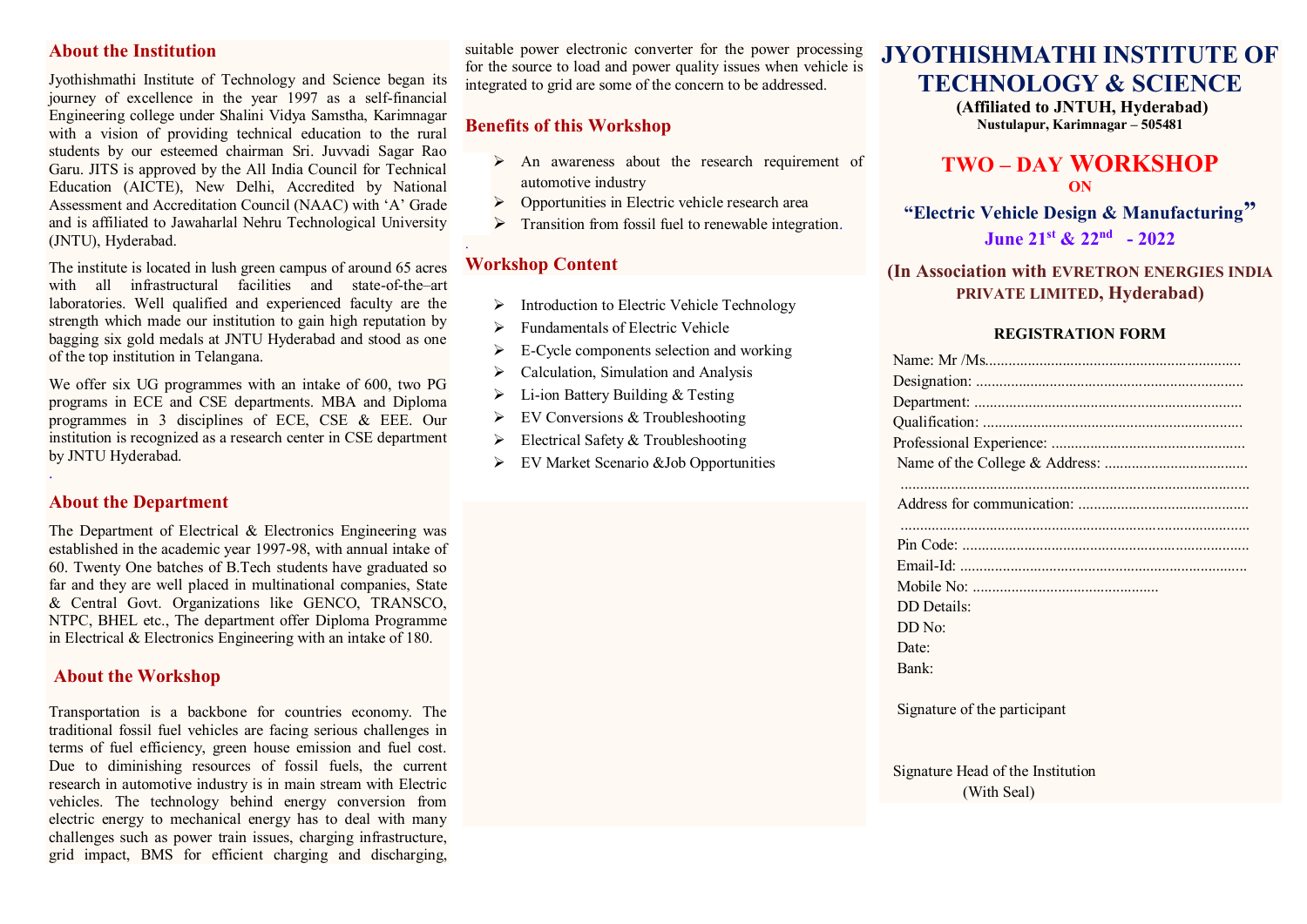## About the Institution

Jyothishmathi Institute of Technology and Science began its journey of excellence in the year 1997 as a self-financial Engineering college under Shalini Vidya Samstha, Karimnagar with a vision of providing technical education to the rural students by our esteemed chairman Sri. Juvvadi Sagar Rao Garu. JITS is approved by the All India Council for Technical Education (AICTE), New Delhi, Accredited by National Assessment and Accreditation Council (NAAC) with 'A' Grade and is affiliated to Jawaharlal Nehru Technological University (JNTU), Hyderabad.

The institute is located in lush green campus of around 65 acres with all infrastructural facilities and state-of-the–art laboratories. Well qualified and experienced faculty are the strength which made our institution to gain high reputation by bagging six gold medals at JNTU Hyderabad and stood as one of the top institution in Telangana.

We offer six UG programmes with an intake of 600, two PG programs in ECE and CSE departments. MBA and Diploma programmes in 3 disciplines of ECE, CSE & EEE. Our institution is recognized as a research center in CSE department by JNTU Hyderabad.

## About the Department

The Department of Electrical & Electronics Engineering was established in the academic year 1997-98, with annual intake of 60. Twenty One batches of B.Tech students have graduated so far and they are well placed in multinational companies, State & Central Govt. Organizations like GENCO, TRANSCO, NTPC, BHEL etc., The department offer Diploma Programme in Electrical & Electronics Engineering with an intake of 180.

## About the Workshop

Transportation is a backbone for countries economy. The traditional fossil fuel vehicles are facing serious challenges in terms of fuel efficiency, green house emission and fuel cost. Due to diminishing resources of fossil fuels, the current research in automotive industry is in main stream with Electric vehicles. The technology behind energy conversion from electric energy to mechanical energy has to deal with many challenges such as power train issues, charging infrastructure, grid impact, BMS for efficient charging and discharging, suitable power electronic converter for the power processing for the source to load and power quality issues when vehicle is integrated to grid are some of the concern to be addressed.

## Benefits of this Workshop

- An awareness about the research requirement of automotive industry
- Opportunities in Electric vehicle research area
- Transition from fossil fuel to renewable integration.

## Workshop Content

- Introduction to Electric Vehicle Technology
- Fundamentals of Electric Vehicle
- E-Cycle components selection and working
- Calculation, Simulation and Analysis
- Li-ion Battery Building & Testing
- EV Conversions & Troubleshooting
- Electrical Safety & Troubleshooting
- EV Market Scenario &Job Opportunities

# JYOTHISHMATHI INSTITUTE OF TECHNOLOGY & SCIENCE

**(Affiliated to JNTUH, Hyderabad)**

**Nustulapur, Karimnagar – 505481**

## TWO – DAY WORKSHOP ON

**"Electric Vehicle Design & Manufacturing"**

**June 21st & 22nd - 2022**

**(In Association with EVRETRON ENERGIES INDIA PRIVATE LIMITED, Hyderabad)**

**REGISTRATION FORM**

Name: Mr /Ms.................................................................

Designation: ....................................................................

Department: ....................................................................

Qualification: ..................................................................

Professional Experience: .................................................

Name of the College & Address: .....................................

..........................................................................................

Address for communication: ...........................................

..........................................................................................

Pin Code: .........................................................................

Email-Id: ..........................................................................

Mobile No: ................................................

DD Details:

DD No:

Date:

Bank:

Signature of the participant

Signature Head of the Institution
(With Seal)